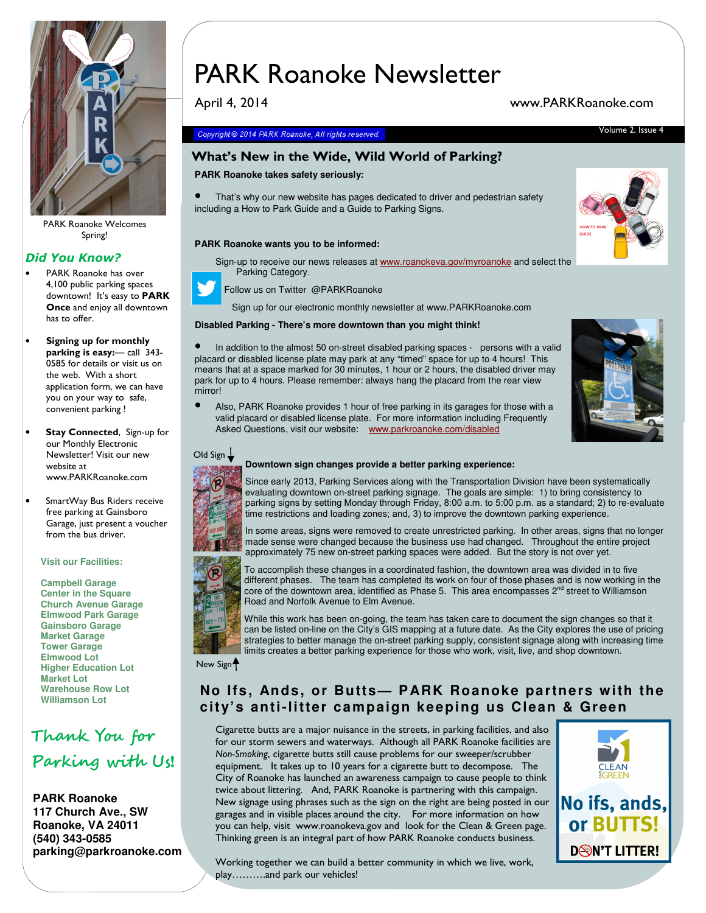# PARK Roanoke Newsletter

April 4, 2014 www.PARKRoanoke.com

Copyright © 2014 PARK Roanoke, All rights reserved.

PARK Roanoke Welcomes Spring!

## What's New in the Wide, Wild World of Parking?

**PARK Roanoke takes safety seriously:**

- That's why our new website has pages dedicated to driver and pedestrian safety including a How to Park Guide and a Guide to Parking Signs.

HOW TO PARK GUIDE

**PARK Roanoke wants you to be informed:**

Sign-up to receive our news releases at www.roanokeva.gov/myroanoke and select the Parking Category.

Follow us on Twitter @PARKRoanoke

Sign up for our electronic monthly newsletter at www.PARKRoanoke.com

**Disabled Parking - There's more downtown than you might think!**

- In addition to the almost 50 on-street disabled parking spaces - persons with a valid placard or disabled license plate may park at any "timed" space for up to 4 hours! This means that at a space marked for 30 minutes, 1 hour or 2 hours, the disabled driver may park for up to 4 hours. Please remember: always hang the placard from the rear view mirror!
- Also, PARK Roanoke provides 1 hour of free parking in its garages for those with a valid placard or disabled license plate. For more information including Frequently Asked Questions, visit our website: www.parkroanoke.com/disabled

Old Sign

**Downtown sign changes provide a better parking experience:**

Since early 2013, Parking Services along with the Transportation Division have been systematically evaluating downtown on-street parking signage. The goals are simple: 1) to bring consistency to parking signs by setting Monday through Friday, 8:00 a.m. to 5:00 p.m. as a standard; 2) to re-evaluate time restrictions and loading zones; and, 3) to improve the downtown parking experience.

In some areas, signs were removed to create unrestricted parking. In other areas, signs that no longer made sense were changed because the business use had changed. Throughout the entire project approximately 75 new on-street parking spaces were added. But the story is not over yet.

To accomplish these changes in a coordinated fashion, the downtown area was divided in to five different phases. The team has completed its work on four of those phases and is now working in the core of the downtown area, identified as Phase 5. This area encompasses 2nd street to Williamson Road and Norfolk Avenue to Elm Avenue.

While this work has been on-going, the team has taken care to document the sign changes so that it can be listed on-line on the City's GIS mapping at a future date. As the City explores the use of pricing strategies to better manage the on-street parking supply, consistent signage along with increasing time limits creates a better parking experience for those who work, visit, live, and shop downtown.

New Sign

## No Ifs, Ands, or Butts— PARK Roanoke partners with the city's anti-litter campaign keeping us Clean & Green

Cigarette butts are a major nuisance in the streets, in parking facilities, and also for our storm sewers and waterways. Although all PARK Roanoke facilities are *Non-Smoking*, cigarette butts still cause problems for our sweeper/scrubber equipment. It takes up to 10 years for a cigarette butt to decompose. The City of Roanoke has launched an awareness campaign to cause people to think twice about littering. And, PARK Roanoke is partnering with this campaign. New signage using phrases such as the sign on the right are being posted in our garages and in visible places around the city. For more information on how you can help, visit www.roanokeva.gov and look for the Clean & Green page. Thinking green is an integral part of how PARK Roanoke conducts business.

CLEAN & GREEN — No ifs, ands, or BUTTS! DON'T LITTER!

Working together we can build a better community in which we live, work, play……….and park our vehicles!

## Did You Know?

- PARK Roanoke has over 4,100 public parking spaces downtown! It's easy to **PARK Once** and enjoy all downtown has to offer.
- **Signing up for monthly parking is easy:**— call 343-0585 for details or visit us on the web. With a short application form, we can have you on your way to safe, convenient parking !
- **Stay Connected**, Sign-up for our Monthly Electronic Newsletter! Visit our new website at www.PARKRoanoke.com
- SmartWay Bus Riders receive free parking at Gainsboro Garage, just present a voucher from the bus driver.

**Visit our Facilities:**

Campbell Garage
Center in the Square
Church Avenue Garage
Elmwood Park Garage
Gainsboro Garage
Market Garage
Tower Garage
Elmwood Lot
Higher Education Lot
Market Lot
Warehouse Row Lot
Williamson Lot

*Thank You for Parking with Us!*

**PARK Roanoke**
**117 Church Ave., SW**
**Roanoke, VA 24011**
**(540) 343-0585**
**parking@parkroanoke.com**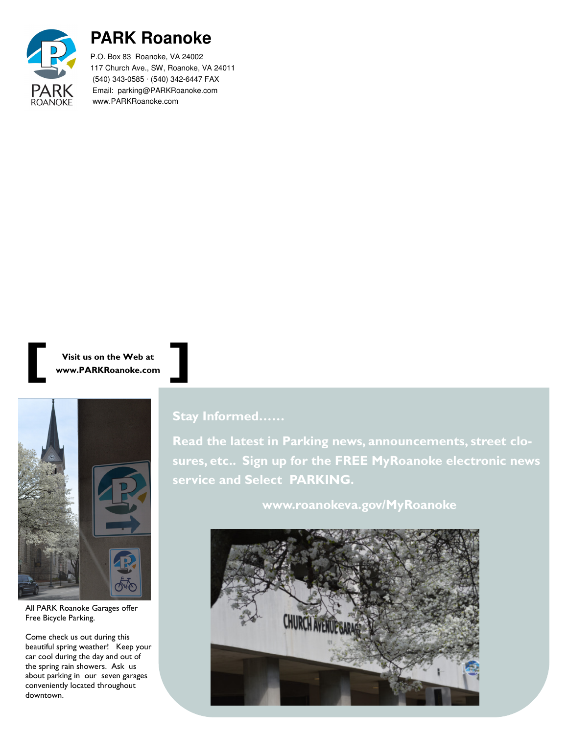# PARK Roanoke

P.O. Box 83 Roanoke, VA 24002
117 Church Ave., SW, Roanoke, VA 24011
(540) 343-0585 · (540) 342-6447 FAX
Email: parking@PARKRoanoke.com
www.PARKRoanoke.com

**Visit us on the Web at www.PARKRoanoke.com**

All PARK Roanoke Garages offer Free Bicycle Parking.

Come check us out during this beautiful spring weather! Keep your car cool during the day and out of the spring rain showers. Ask us about parking in our seven garages conveniently located throughout downtown.

## Stay Informed……

**Read the latest in Parking news, announcements, street closures, etc.. Sign up for the FREE MyRoanoke electronic news service and Select PARKING.**

**www.roanokeva.gov/MyRoanoke**